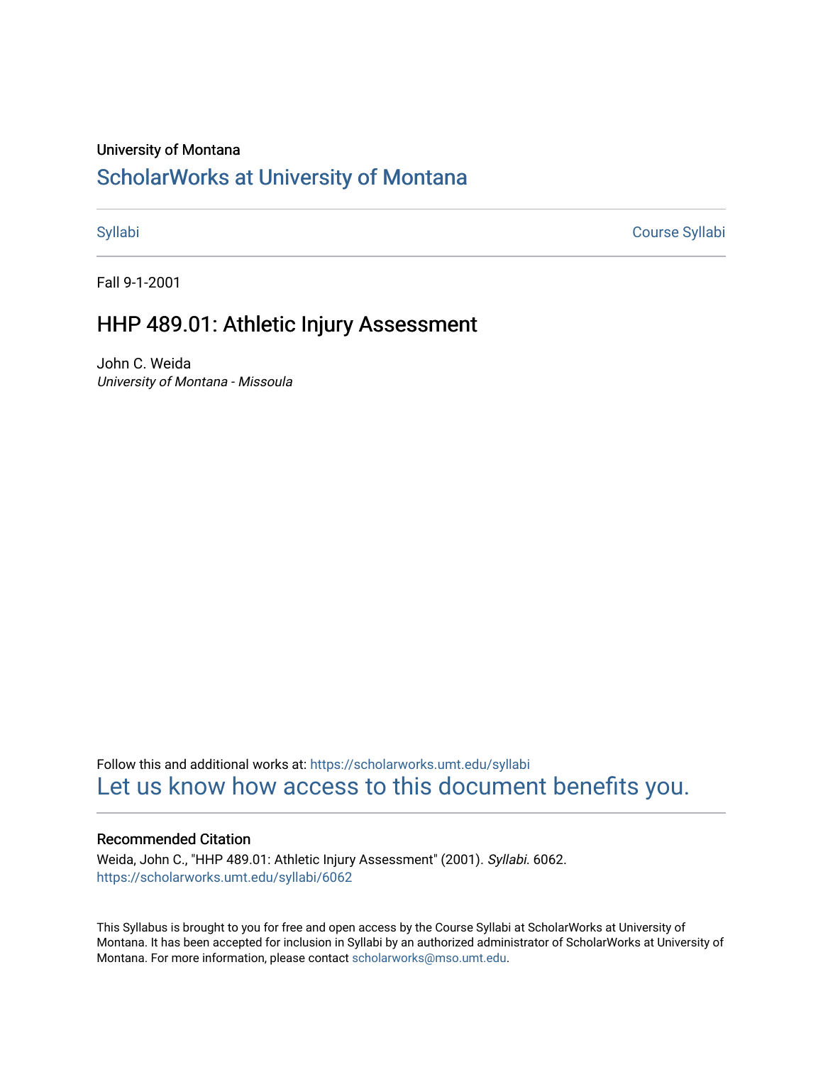University of Montana

# ScholarWorks at University of Montana

Syllabi | Course Syllabi

Fall 9-1-2001

## HHP 489.01: Athletic Injury Assessment

John C. Weida
*University of Montana - Missoula*

Follow this and additional works at: https://scholarworks.umt.edu/syllabi

Let us know how access to this document benefits you.

### Recommended Citation

Weida, John C., "HHP 489.01: Athletic Injury Assessment" (2001). *Syllabi*. 6062.
https://scholarworks.umt.edu/syllabi/6062

This Syllabus is brought to you for free and open access by the Course Syllabi at ScholarWorks at University of Montana. It has been accepted for inclusion in Syllabi by an authorized administrator of ScholarWorks at University of Montana. For more information, please contact scholarworks@mso.umt.edu.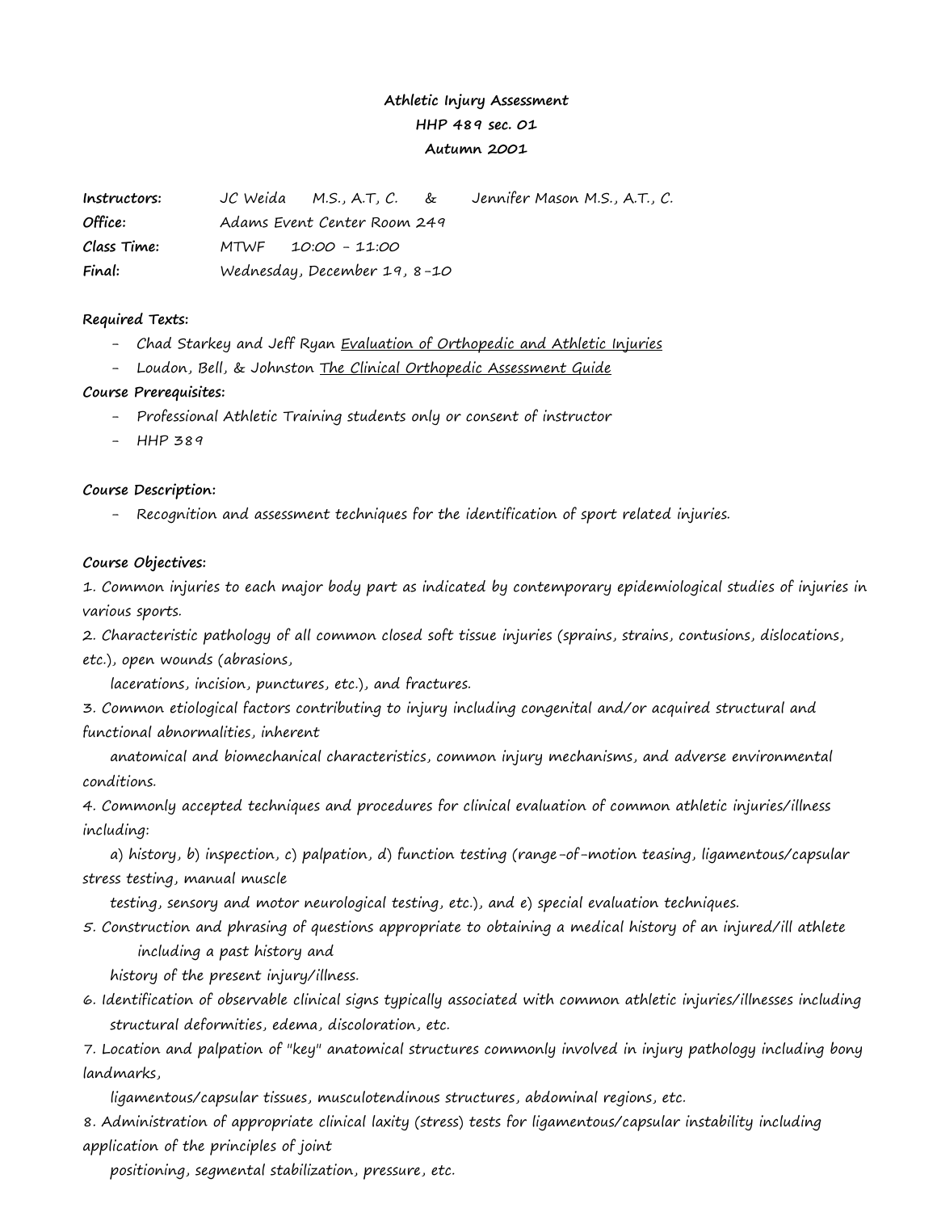**Athletic Injury Assessment**

**HHP 489 sec. 01**

**Autumn 2001**

**Instructors:** JC Weida M.S., A.T, C. & Jennifer Mason M.S., A.T., C.

**Office:** Adams Event Center Room 249

**Class Time:** MTWF 10:00 - 11:00

**Final:** Wednesday, December 19, 8-10

**Required Texts:**

- Chad Starkey and Jeff Ryan Evaluation of Orthopedic and Athletic Injuries
- Loudon, Bell, & Johnston The Clinical Orthopedic Assessment Guide

**Course Prerequisites:**

- Professional Athletic Training students only or consent of instructor
- HHP 389

**Course Description:**

- Recognition and assessment techniques for the identification of sport related injuries.

**Course Objectives:**

1. Common injuries to each major body part as indicated by contemporary epidemiological studies of injuries in various sports.
2. Characteristic pathology of all common closed soft tissue injuries (sprains, strains, contusions, dislocations, etc.), open wounds (abrasions, lacerations, incision, punctures, etc.), and fractures.
3. Common etiological factors contributing to injury including congenital and/or acquired structural and functional abnormalities, inherent anatomical and biomechanical characteristics, common injury mechanisms, and adverse environmental conditions.
4. Commonly accepted techniques and procedures for clinical evaluation of common athletic injuries/illness including:
   a) history, b) inspection, c) palpation, d) function testing (range-of-motion teasing, ligamentous/capsular stress testing, manual muscle testing, sensory and motor neurological testing, etc.), and e) special evaluation techniques.
5. Construction and phrasing of questions appropriate to obtaining a medical history of an injured/ill athlete including a past history and history of the present injury/illness.
6. Identification of observable clinical signs typically associated with common athletic injuries/illnesses including structural deformities, edema, discoloration, etc.
7. Location and palpation of "key" anatomical structures commonly involved in injury pathology including bony landmarks, ligamentous/capsular tissues, musculotendinous structures, abdominal regions, etc.
8. Administration of appropriate clinical laxity (stress) tests for ligamentous/capsular instability including application of the principles of joint positioning, segmental stabilization, pressure, etc.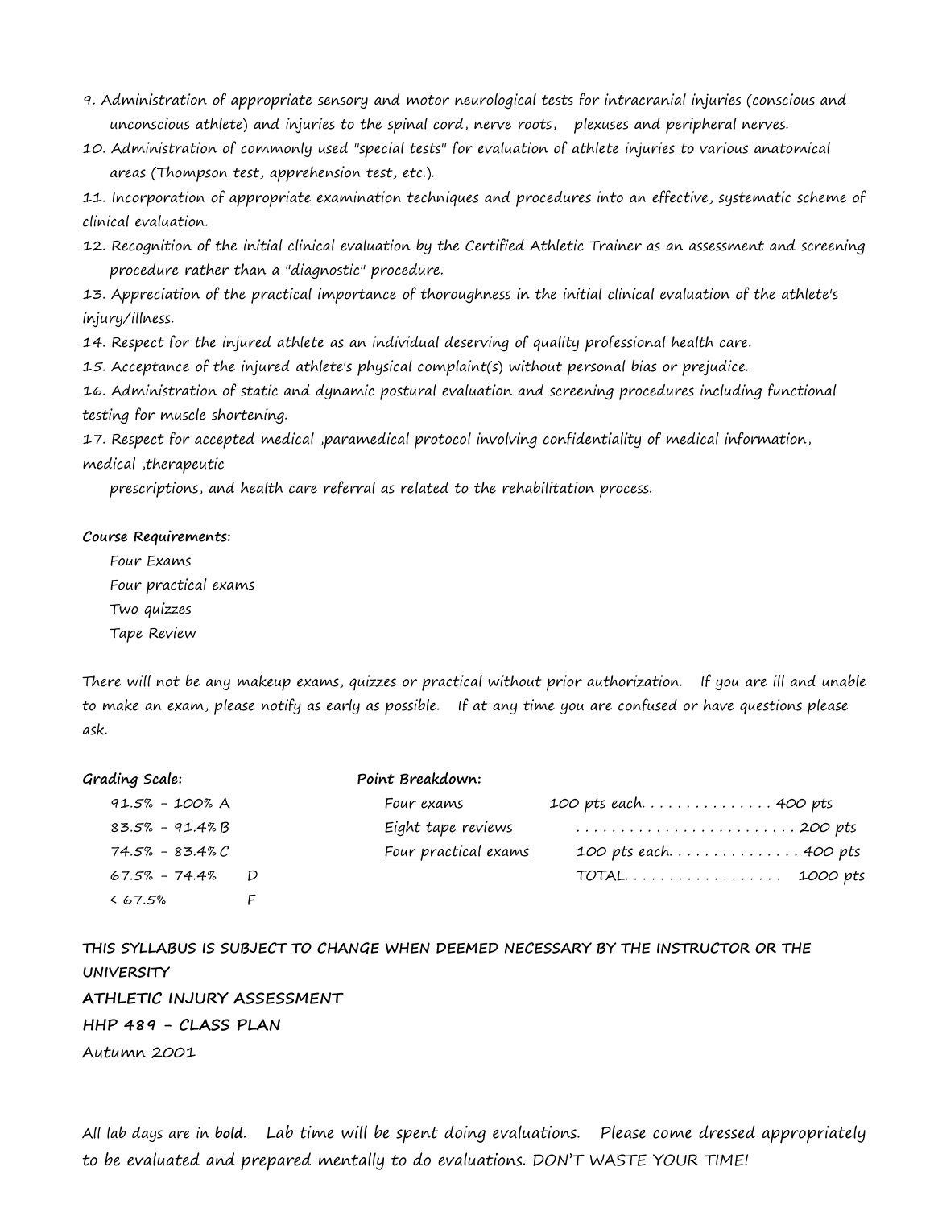9. Administration of appropriate sensory and motor neurological tests for intracranial injuries (conscious and unconscious athlete) and injuries to the spinal cord, nerve roots, plexuses and peripheral nerves.
10. Administration of commonly used "special tests" for evaluation of athlete injuries to various anatomical areas (Thompson test, apprehension test, etc.).
11. Incorporation of appropriate examination techniques and procedures into an effective, systematic scheme of clinical evaluation.
12. Recognition of the initial clinical evaluation by the Certified Athletic Trainer as an assessment and screening procedure rather than a "diagnostic" procedure.
13. Appreciation of the practical importance of thoroughness in the initial clinical evaluation of the athlete's injury/illness.
14. Respect for the injured athlete as an individual deserving of quality professional health care.
15. Acceptance of the injured athlete's physical complaint(s) without personal bias or prejudice.
16. Administration of static and dynamic postural evaluation and screening procedures including functional testing for muscle shortening.
17. Respect for accepted medical ,paramedical protocol involving confidentiality of medical information, medical ,therapeutic prescriptions, and health care referral as related to the rehabilitation process.

**Course Requirements:**

Four Exams
Four practical exams
Two quizzes
Tape Review

There will not be any makeup exams, quizzes or practical without prior authorization. If you are ill and unable to make an exam, please notify as early as possible. If at any time you are confused or have questions please ask.

**Grading Scale:**

| | |
|---|---|
| 91.5% - 100% | A |
| 83.5% - 91.4% | B |
| 74.5% - 83.4% | C |
| 67.5% - 74.4% | D |
| < 67.5% | F |

**Point Breakdown:**

| | | |
|---|---|---|
| Four exams | 100 pts each | 400 pts |
| Eight tape reviews | | 200 pts |
| Four practical exams | 100 pts each | 400 pts |
| | TOTAL | 1000 pts |

**THIS SYLLABUS IS SUBJECT TO CHANGE WHEN DEEMED NECESSARY BY THE INSTRUCTOR OR THE UNIVERSITY**

**ATHLETIC INJURY ASSESSMENT**

**HHP 489 - CLASS PLAN**

Autumn 2001

All lab days are in **bold**. Lab time will be spent doing evaluations. Please come dressed appropriately to be evaluated and prepared mentally to do evaluations. DON'T WASTE YOUR TIME!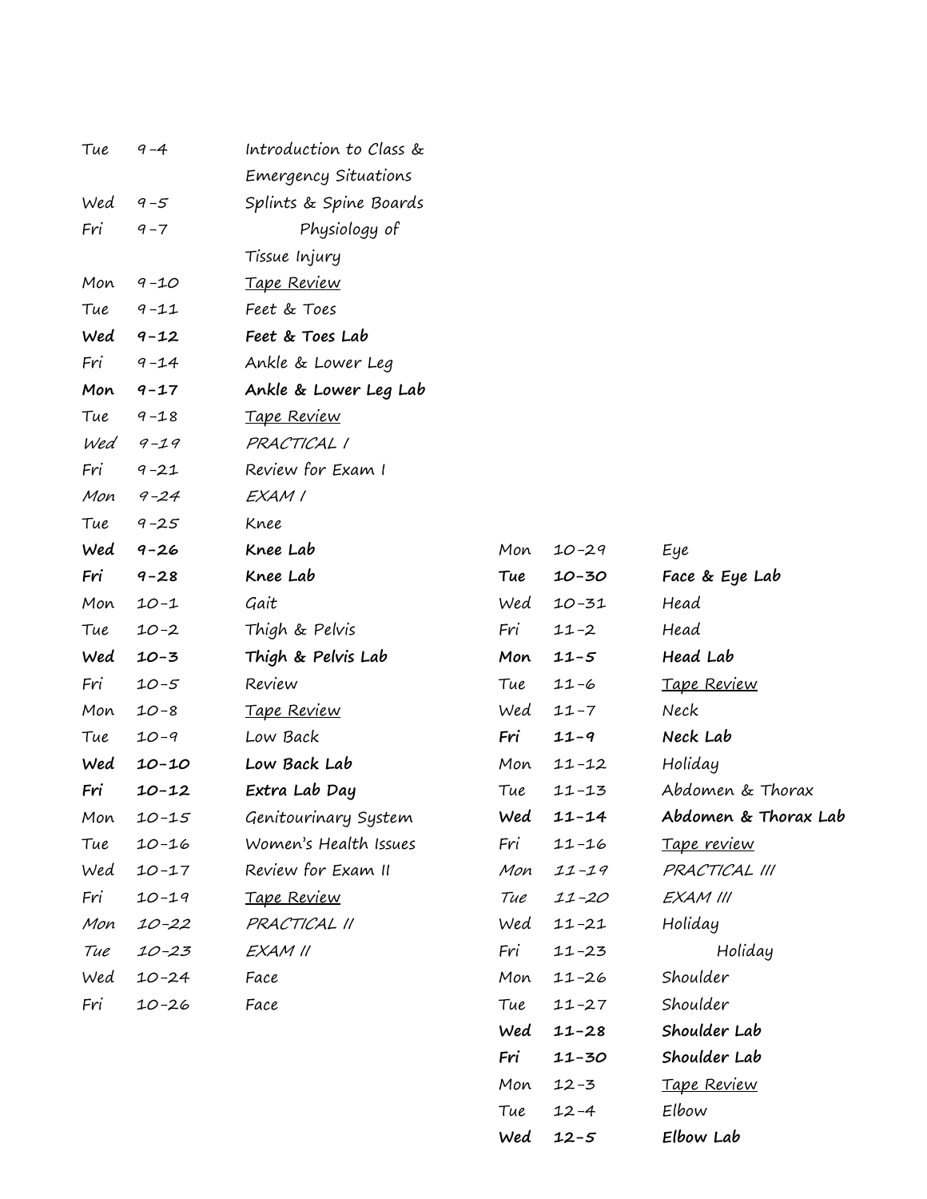| | | |
|---|---|---|
| Tue | 9-4 | Introduction to Class & Emergency Situations |
| Wed | 9-5 | Splints & Spine Boards |
| Fri | 9-7 | Physiology of Tissue Injury |
| Mon | 9-10 | Tape Review |
| Tue | 9-11 | Feet & Toes |
| **Wed** | **9-12** | **Feet & Toes Lab** |
| Fri | 9-14 | Ankle & Lower Leg |
| **Mon** | **9-17** | **Ankle & Lower Leg Lab** |
| Tue | 9-18 | Tape Review |
| *Wed* | *9-19* | *PRACTICAL I* |
| Fri | 9-21 | Review for Exam I |
| *Mon* | *9-24* | *EXAM I* |
| Tue | 9-25 | Knee |
| **Wed** | **9-26** | **Knee Lab** |
| **Fri** | **9-28** | **Knee Lab** |
| Mon | 10-1 | Gait |
| Tue | 10-2 | Thigh & Pelvis |
| **Wed** | **10-3** | **Thigh & Pelvis Lab** |
| Fri | 10-5 | Review |
| Mon | 10-8 | Tape Review |
| Tue | 10-9 | Low Back |
| **Wed** | **10-10** | **Low Back Lab** |
| **Fri** | **10-12** | **Extra Lab Day** |
| Mon | 10-15 | Genitourinary System |
| Tue | 10-16 | Women's Health Issues |
| Wed | 10-17 | Review for Exam II |
| Fri | 10-19 | Tape Review |
| *Mon* | *10-22* | *PRACTICAL II* |
| *Tue* | *10-23* | *EXAM II* |
| Wed | 10-24 | Face |
| Fri | 10-26 | Face |
| Mon | 10-29 | Eye |
| **Tue** | **10-30** | **Face & Eye Lab** |
| Wed | 10-31 | Head |
| Fri | 11-2 | Head |
| **Mon** | **11-5** | **Head Lab** |
| Tue | 11-6 | Tape Review |
| Wed | 11-7 | Neck |
| **Fri** | **11-9** | **Neck Lab** |
| Mon | 11-12 | Holiday |
| Tue | 11-13 | Abdomen & Thorax |
| **Wed** | **11-14** | **Abdomen & Thorax Lab** |
| Fri | 11-16 | Tape review |
| *Mon* | *11-19* | *PRACTICAL III* |
| *Tue* | *11-20* | *EXAM III* |
| Wed | 11-21 | Holiday |
| Fri | 11-23 | Holiday |
| Mon | 11-26 | Shoulder |
| Tue | 11-27 | Shoulder |
| **Wed** | **11-28** | **Shoulder Lab** |
| **Fri** | **11-30** | **Shoulder Lab** |
| Mon | 12-3 | Tape Review |
| Tue | 12-4 | Elbow |
| **Wed** | **12-5** | **Elbow Lab** |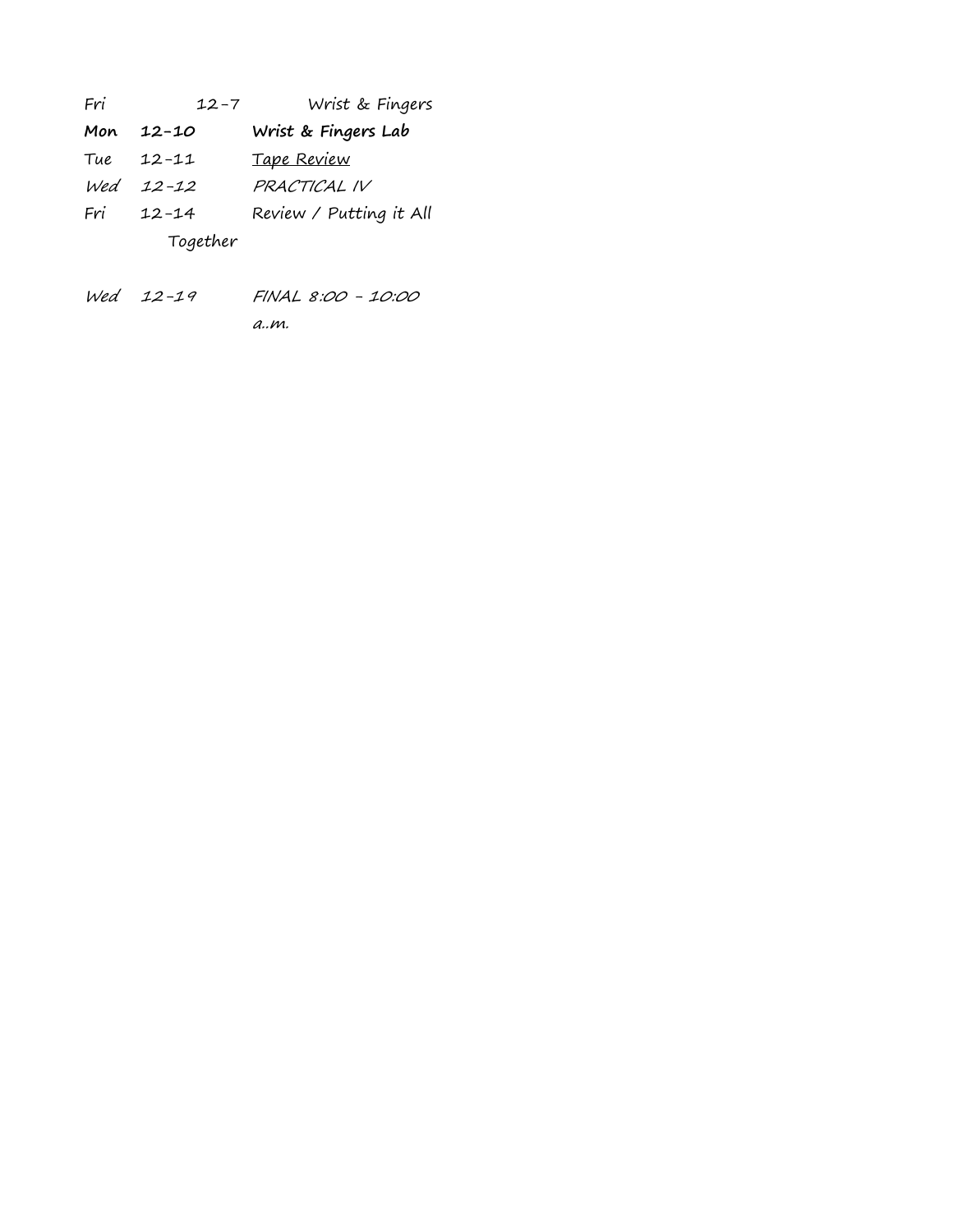| | | |
|---|---|---|
| Fri | 12-7 | Wrist & Fingers |
| **Mon** | **12-10** | **Wrist & Fingers Lab** |
| Tue | 12-11 | <u>Tape Review</u> |
| *Wed* | *12-12* | *PRACTICAL IV* |
| Fri | 12-14 | Review / Putting it All Together |
| | | |
| *Wed* | *12-19* | *FINAL 8:00 - 10:00 a..m.* |